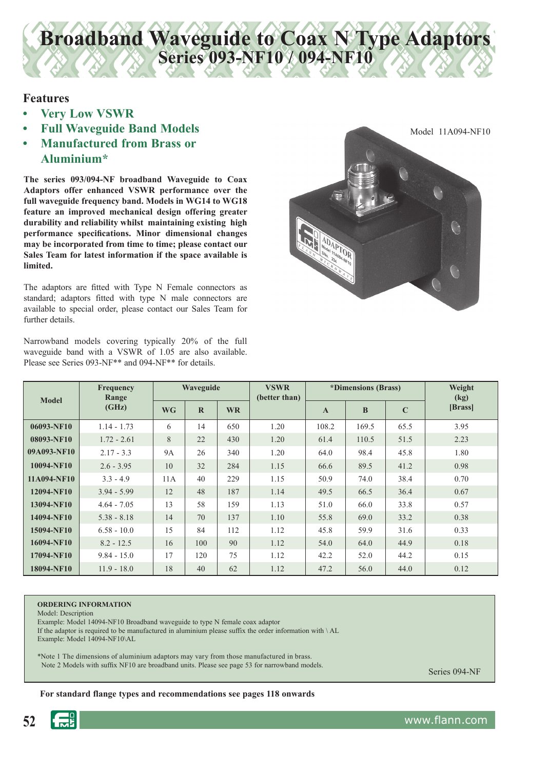# Broadband Waveguide to Coax N Type Adaptors
## Series 093-NF10 / 094-NF10

### Features

- **Very Low VSWR**
- **Full Waveguide Band Models**
- **Manufactured from Brass or Aluminium***

**The series 093/094-NF broadband Waveguide to Coax Adaptors offer enhanced VSWR performance over the full waveguide frequency band. Models in WG14 to WG18 feature an improved mechanical design offering greater durability and reliability whilst maintaining existing high performance specifications. Minor dimensional changes may be incorporated from time to time; please contact our Sales Team for latest information if the space available is limited.**

The adaptors are fitted with Type N Female connectors as standard; adaptors fitted with type N male connectors are available to special order, please contact our Sales Team for further details.

Narrowband models covering typically 20% of the full waveguide band with a VSWR of 1.05 are also available. Please see Series 093-NF** and 094-NF** for details.

Model 11A094-NF10

| Model | Frequency Range (GHz) | Waveguide | | | VSWR (better than) | *Dimensions (Brass) | | | Weight (kg) [Brass] |
|---|---|---|---|---|---|---|---|---|---|
| | | WG | R | WR | | A | B | C | |
| **06093-NF10** | 1.14 - 1.73 | 6 | 14 | 650 | 1.20 | 108.2 | 169.5 | 65.5 | 3.95 |
| **08093-NF10** | 1.72 - 2.61 | 8 | 22 | 430 | 1.20 | 61.4 | 110.5 | 51.5 | 2.23 |
| **09A093-NF10** | 2.17 - 3.3 | 9A | 26 | 340 | 1.20 | 64.0 | 98.4 | 45.8 | 1.80 |
| **10094-NF10** | 2.6 - 3.95 | 10 | 32 | 284 | 1.15 | 66.6 | 89.5 | 41.2 | 0.98 |
| **11A094-NF10** | 3.3 - 4.9 | 11A | 40 | 229 | 1.15 | 50.9 | 74.0 | 38.4 | 0.70 |
| **12094-NF10** | 3.94 - 5.99 | 12 | 48 | 187 | 1.14 | 49.5 | 66.5 | 36.4 | 0.67 |
| **13094-NF10** | 4.64 - 7.05 | 13 | 58 | 159 | 1.13 | 51.0 | 66.0 | 33.8 | 0.57 |
| **14094-NF10** | 5.38 - 8.18 | 14 | 70 | 137 | 1.10 | 55.8 | 69.0 | 33.2 | 0.38 |
| **15094-NF10** | 6.58 - 10.0 | 15 | 84 | 112 | 1.12 | 45.8 | 59.9 | 31.6 | 0.33 |
| **16094-NF10** | 8.2 - 12.5 | 16 | 100 | 90 | 1.12 | 54.0 | 64.0 | 44.9 | 0.18 |
| **17094-NF10** | 9.84 - 15.0 | 17 | 120 | 75 | 1.12 | 42.2 | 52.0 | 44.2 | 0.15 |
| **18094-NF10** | 11.9 - 18.0 | 18 | 40 | 62 | 1.12 | 47.2 | 56.0 | 44.0 | 0.12 |

**ORDERING INFORMATION**
Model: Description
Example: Model 14094-NF10 Broadband waveguide to type N female coax adaptor
If the adaptor is required to be manufactured in aluminium please suffix the order information with \ AL
Example: Model 14094-NF10\AL

*Note 1 The dimensions of aluminium adaptors may vary from those manufactured in brass.
Note 2 Models with suffix NF10 are broadband units. Please see page 53 for narrowband models.

Series 094-NF

**For standard flange types and recommendations see pages 118 onwards**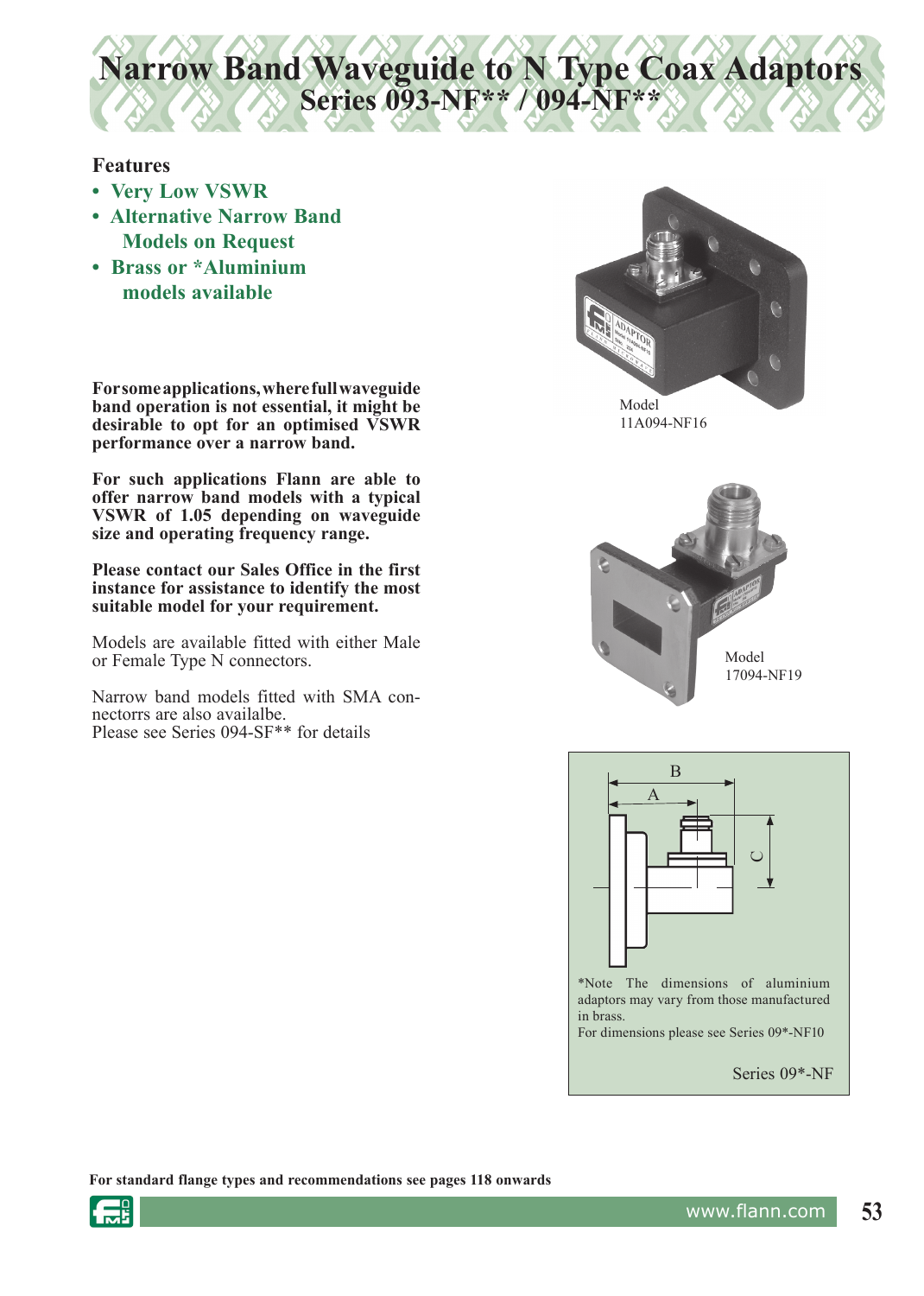# Narrow Band Waveguide to N Type Coax Adaptors
## Series 093-NF** / 094-NF**

### Features

- **Very Low VSWR**
- **Alternative Narrow Band Models on Request**
- **Brass or *Aluminium models available**

**For some applications, where full waveguide band operation is not essential, it might be desirable to opt for an optimised VSWR performance over a narrow band.**

**For such applications Flann are able to offer narrow band models with a typical VSWR of 1.05 depending on waveguide size and operating frequency range.**

**Please contact our Sales Office in the first instance for assistance to identify the most suitable model for your requirement.**

Models are available fitted with either Male or Female Type N connectors.

Narrow band models fitted with SMA connectorrs are also availalbe.
Please see Series 094-SF** for details

Model
11A094-NF16

Model
17094-NF19

B
A
C

*Note The dimensions of aluminium adaptors may vary from those manufactured in brass.
For dimensions please see Series 09*-NF10

Series 09*-NF

**For standard flange types and recommendations see pages 118 onwards**